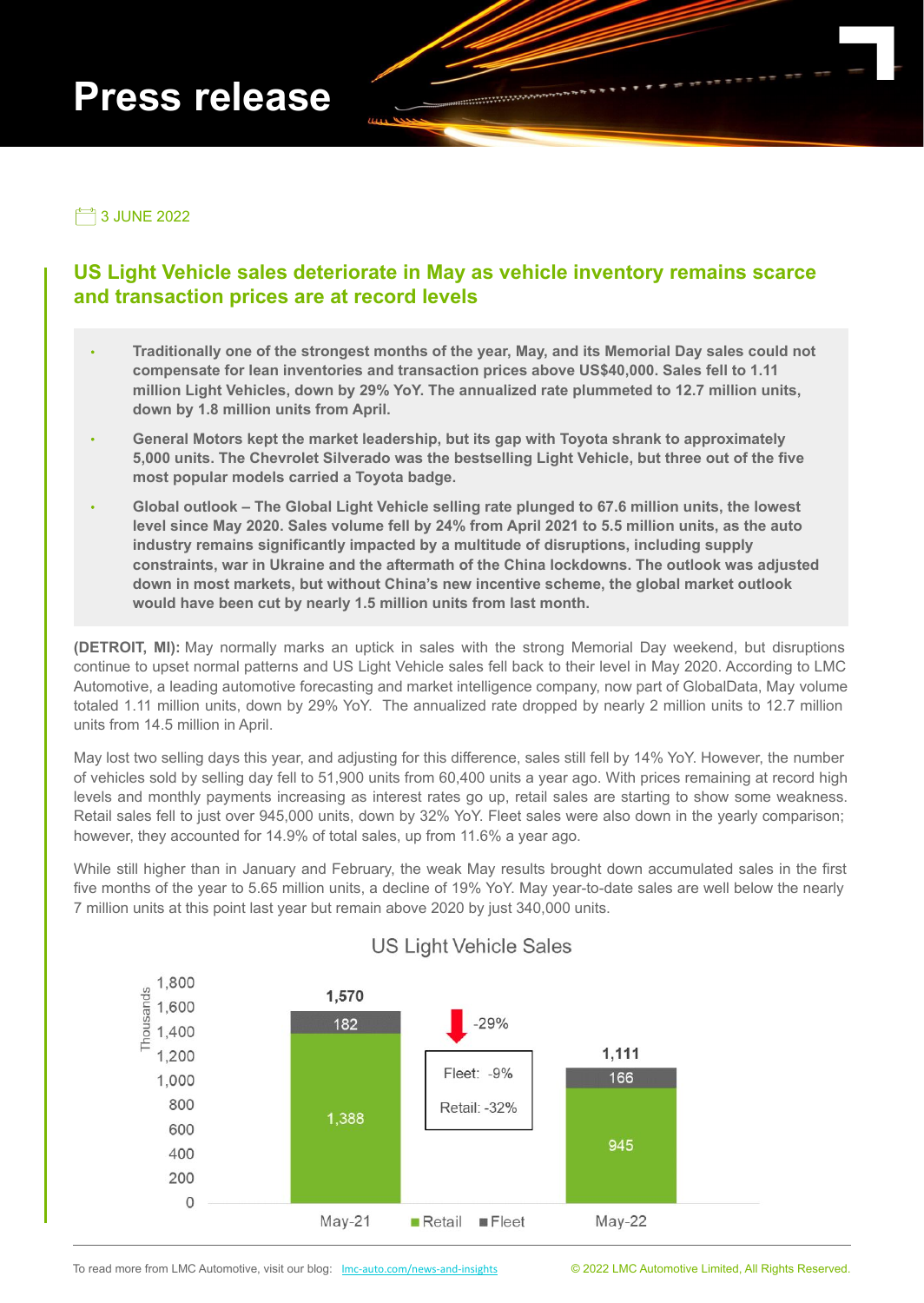# Press release

3 JUNE 2022

## US Light Vehicle sales deteriorate in May as vehicle inventory remains scarce and transaction prices are at record levels

- **Traditionally one of the strongest months of the year, May, and its Memorial Day sales could not compensate for lean inventories and transaction prices above US$40,000. Sales fell to 1.11 million Light Vehicles, down by 29% YoY. The annualized rate plummeted to 12.7 million units, down by 1.8 million units from April.**
- **General Motors kept the market leadership, but its gap with Toyota shrank to approximately 5,000 units. The Chevrolet Silverado was the bestselling Light Vehicle, but three out of the five most popular models carried a Toyota badge.**
- **Global outlook – The Global Light Vehicle selling rate plunged to 67.6 million units, the lowest level since May 2020. Sales volume fell by 24% from April 2021 to 5.5 million units, as the auto industry remains significantly impacted by a multitude of disruptions, including supply constraints, war in Ukraine and the aftermath of the China lockdowns. The outlook was adjusted down in most markets, but without China's new incentive scheme, the global market outlook would have been cut by nearly 1.5 million units from last month.**

**(DETROIT, MI):** May normally marks an uptick in sales with the strong Memorial Day weekend, but disruptions continue to upset normal patterns and US Light Vehicle sales fell back to their level in May 2020. According to LMC Automotive, a leading automotive forecasting and market intelligence company, now part of GlobalData, May volume totaled 1.11 million units, down by 29% YoY. The annualized rate dropped by nearly 2 million units to 12.7 million units from 14.5 million in April.

May lost two selling days this year, and adjusting for this difference, sales still fell by 14% YoY. However, the number of vehicles sold by selling day fell to 51,900 units from 60,400 units a year ago. With prices remaining at record high levels and monthly payments increasing as interest rates go up, retail sales are starting to show some weakness. Retail sales fell to just over 945,000 units, down by 32% YoY. Fleet sales were also down in the yearly comparison; however, they accounted for 14.9% of total sales, up from 11.6% a year ago.

While still higher than in January and February, the weak May results brought down accumulated sales in the first five months of the year to 5.65 million units, a decline of 19% YoY. May year-to-date sales are well below the nearly 7 million units at this point last year but remain above 2020 by just 340,000 units.

US Light Vehicle Sales

| (Thousands) | May-21 | May-22 | Change |
|---|---|---|---|
| Retail | 1,388 | 945 | -32% |
| Fleet | 182 | 166 | -9% |
| Total | 1,570 | 1,111 | -29% |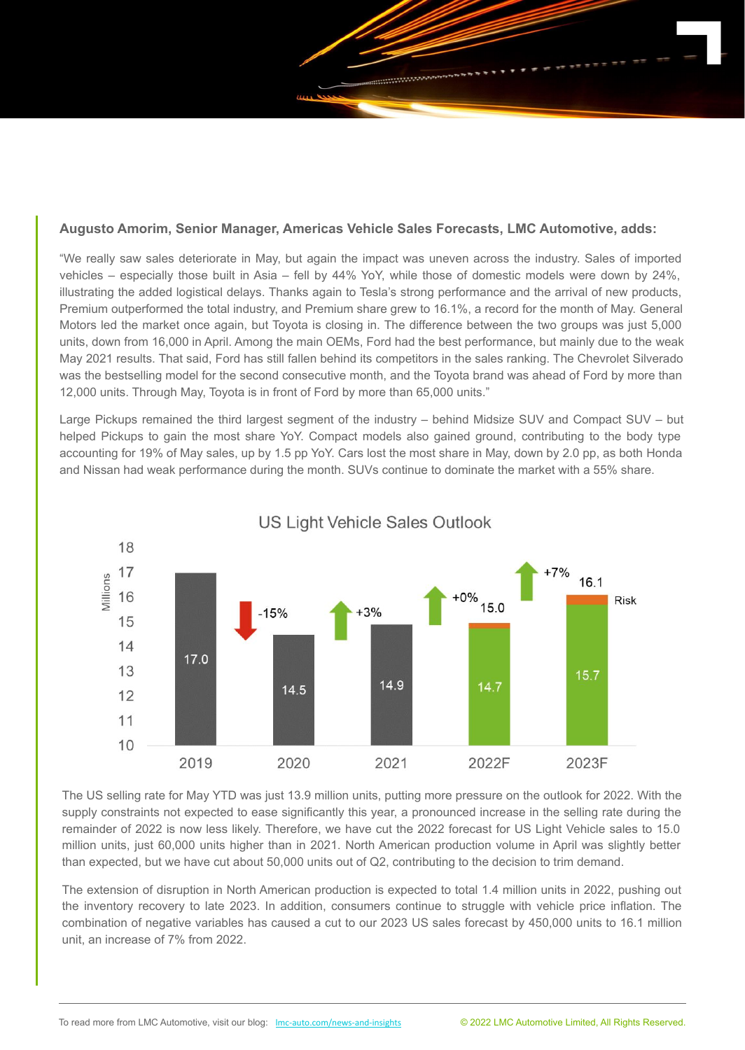**Augusto Amorim, Senior Manager, Americas Vehicle Sales Forecasts, LMC Automotive, adds:**

"We really saw sales deteriorate in May, but again the impact was uneven across the industry. Sales of imported vehicles – especially those built in Asia – fell by 44% YoY, while those of domestic models were down by 24%, illustrating the added logistical delays. Thanks again to Tesla's strong performance and the arrival of new products, Premium outperformed the total industry, and Premium share grew to 16.1%, a record for the month of May. General Motors led the market once again, but Toyota is closing in. The difference between the two groups was just 5,000 units, down from 16,000 in April. Among the main OEMs, Ford had the best performance, but mainly due to the weak May 2021 results. That said, Ford has still fallen behind its competitors in the sales ranking. The Chevrolet Silverado was the bestselling model for the second consecutive month, and the Toyota brand was ahead of Ford by more than 12,000 units. Through May, Toyota is in front of Ford by more than 65,000 units."

Large Pickups remained the third largest segment of the industry – behind Midsize SUV and Compact SUV – but helped Pickups to gain the most share YoY. Compact models also gained ground, contributing to the body type accounting for 19% of May sales, up by 1.5 pp YoY. Cars lost the most share in May, down by 2.0 pp, as both Honda and Nissan had weak performance during the month. SUVs continue to dominate the market with a 55% share.

**US Light Vehicle Sales Outlook** (Millions)

| Year | Sales | Change |
|---|---|---|
| 2019 | 17.0 | |
| 2020 | 14.5 | -15% |
| 2021 | 14.9 | +3% |
| 2022F | 15.0 (14.7 + Risk) | +0% |
| 2023F | 16.1 (15.7 + Risk) | +7% |

The US selling rate for May YTD was just 13.9 million units, putting more pressure on the outlook for 2022. With the supply constraints not expected to ease significantly this year, a pronounced increase in the selling rate during the remainder of 2022 is now less likely. Therefore, we have cut the 2022 forecast for US Light Vehicle sales to 15.0 million units, just 60,000 units higher than in 2021. North American production volume in April was slightly better than expected, but we have cut about 50,000 units out of Q2, contributing to the decision to trim demand.

The extension of disruption in North American production is expected to total 1.4 million units in 2022, pushing out the inventory recovery to late 2023. In addition, consumers continue to struggle with vehicle price inflation. The combination of negative variables has caused a cut to our 2023 US sales forecast by 450,000 units to 16.1 million unit, an increase of 7% from 2022.

To read more from LMC Automotive, visit our blog: lmc-auto.com/news-and-insights

© 2022 LMC Automotive Limited, All Rights Reserved.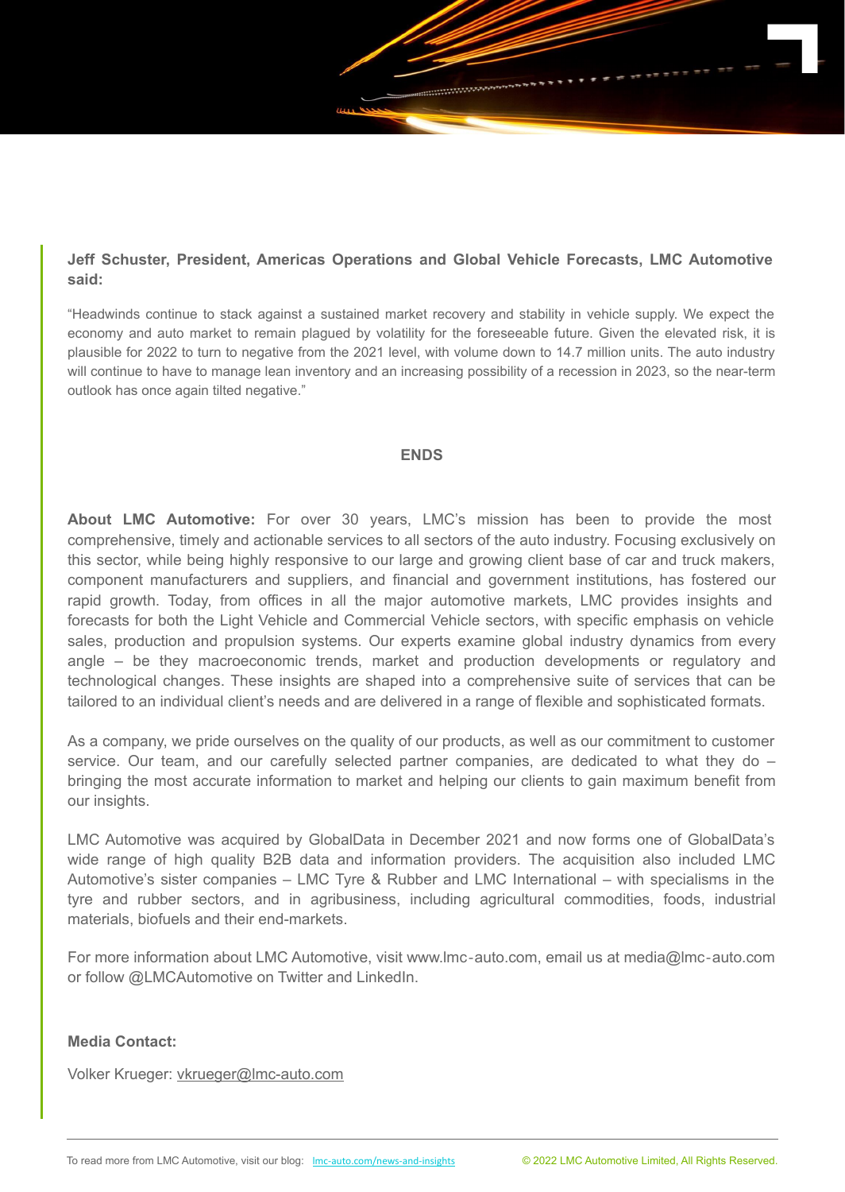**Jeff Schuster, President, Americas Operations and Global Vehicle Forecasts, LMC Automotive said:**

"Headwinds continue to stack against a sustained market recovery and stability in vehicle supply. We expect the economy and auto market to remain plagued by volatility for the foreseeable future. Given the elevated risk, it is plausible for 2022 to turn to negative from the 2021 level, with volume down to 14.7 million units. The auto industry will continue to have to manage lean inventory and an increasing possibility of a recession in 2023, so the near-term outlook has once again tilted negative."

**ENDS**

**About LMC Automotive:** For over 30 years, LMC's mission has been to provide the most comprehensive, timely and actionable services to all sectors of the auto industry. Focusing exclusively on this sector, while being highly responsive to our large and growing client base of car and truck makers, component manufacturers and suppliers, and financial and government institutions, has fostered our rapid growth. Today, from offices in all the major automotive markets, LMC provides insights and forecasts for both the Light Vehicle and Commercial Vehicle sectors, with specific emphasis on vehicle sales, production and propulsion systems. Our experts examine global industry dynamics from every angle – be they macroeconomic trends, market and production developments or regulatory and technological changes. These insights are shaped into a comprehensive suite of services that can be tailored to an individual client's needs and are delivered in a range of flexible and sophisticated formats.

As a company, we pride ourselves on the quality of our products, as well as our commitment to customer service. Our team, and our carefully selected partner companies, are dedicated to what they do – bringing the most accurate information to market and helping our clients to gain maximum benefit from our insights.

LMC Automotive was acquired by GlobalData in December 2021 and now forms one of GlobalData's wide range of high quality B2B data and information providers. The acquisition also included LMC Automotive's sister companies – LMC Tyre & Rubber and LMC International – with specialisms in the tyre and rubber sectors, and in agribusiness, including agricultural commodities, foods, industrial materials, biofuels and their end-markets.

For more information about LMC Automotive, visit www.lmc-auto.com, email us at media@lmc-auto.com or follow @LMCAutomotive on Twitter and LinkedIn.

**Media Contact:**

Volker Krueger: vkrueger@lmc-auto.com

To read more from LMC Automotive, visit our blog: lmc-auto.com/news-and-insights

© 2022 LMC Automotive Limited, All Rights Reserved.